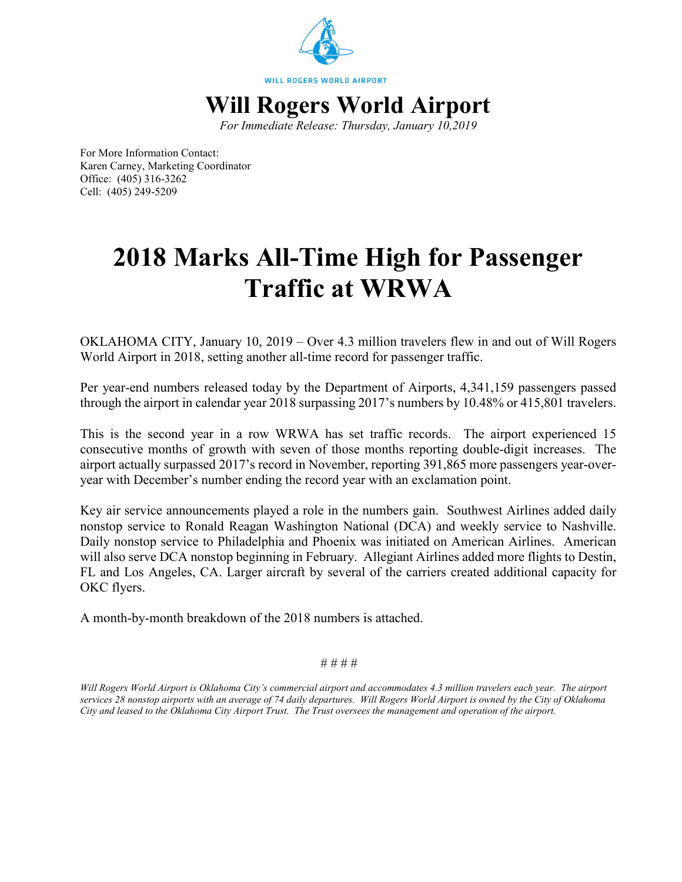WILL ROGERS WORLD AIRPORT

# Will Rogers World Airport

*For Immediate Release: Thursday, January 10,2019*

For More Information Contact:
Karen Carney, Marketing Coordinator
Office: (405) 316-3262
Cell: (405) 249-5209

# 2018 Marks All-Time High for Passenger Traffic at WRWA

OKLAHOMA CITY, January 10, 2019 – Over 4.3 million travelers flew in and out of Will Rogers World Airport in 2018, setting another all-time record for passenger traffic.

Per year-end numbers released today by the Department of Airports, 4,341,159 passengers passed through the airport in calendar year 2018 surpassing 2017's numbers by 10.48% or 415,801 travelers.

This is the second year in a row WRWA has set traffic records. The airport experienced 15 consecutive months of growth with seven of those months reporting double-digit increases. The airport actually surpassed 2017's record in November, reporting 391,865 more passengers year-over-year with December's number ending the record year with an exclamation point.

Key air service announcements played a role in the numbers gain. Southwest Airlines added daily nonstop service to Ronald Reagan Washington National (DCA) and weekly service to Nashville. Daily nonstop service to Philadelphia and Phoenix was initiated on American Airlines. American will also serve DCA nonstop beginning in February. Allegiant Airlines added more flights to Destin, FL and Los Angeles, CA. Larger aircraft by several of the carriers created additional capacity for OKC flyers.

A month-by-month breakdown of the 2018 numbers is attached.

# # # #

*Will Rogers World Airport is Oklahoma City's commercial airport and accommodates 4.3 million travelers each year. The airport services 28 nonstop airports with an average of 74 daily departures. Will Rogers World Airport is owned by the City of Oklahoma City and leased to the Oklahoma City Airport Trust. The Trust oversees the management and operation of the airport.*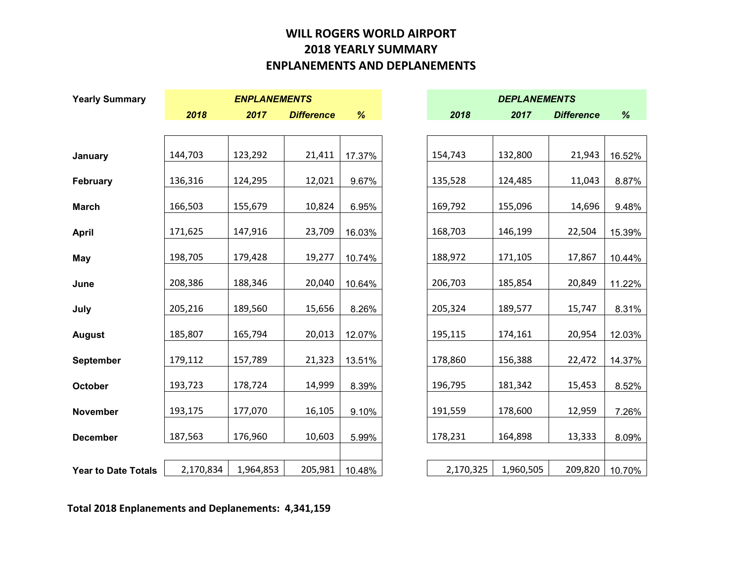# WILL ROGERS WORLD AIRPORT
## 2018 YEARLY SUMMARY
## ENPLANEMENTS AND DEPLANEMENTS

| Yearly Summary | *ENPLANEMENTS* | | | | *DEPLANEMENTS* | | | |
|---|---|---|---|---|---|---|---|---|
| | *2018* | *2017* | *Difference* | *%* | *2018* | *2017* | *Difference* | *%* |
| **January** | 144,703 | 123,292 | 21,411 | 17.37% | 154,743 | 132,800 | 21,943 | 16.52% |
| **February** | 136,316 | 124,295 | 12,021 | 9.67% | 135,528 | 124,485 | 11,043 | 8.87% |
| **March** | 166,503 | 155,679 | 10,824 | 6.95% | 169,792 | 155,096 | 14,696 | 9.48% |
| **April** | 171,625 | 147,916 | 23,709 | 16.03% | 168,703 | 146,199 | 22,504 | 15.39% |
| **May** | 198,705 | 179,428 | 19,277 | 10.74% | 188,972 | 171,105 | 17,867 | 10.44% |
| **June** | 208,386 | 188,346 | 20,040 | 10.64% | 206,703 | 185,854 | 20,849 | 11.22% |
| **July** | 205,216 | 189,560 | 15,656 | 8.26% | 205,324 | 189,577 | 15,747 | 8.31% |
| **August** | 185,807 | 165,794 | 20,013 | 12.07% | 195,115 | 174,161 | 20,954 | 12.03% |
| **September** | 179,112 | 157,789 | 21,323 | 13.51% | 178,860 | 156,388 | 22,472 | 14.37% |
| **October** | 193,723 | 178,724 | 14,999 | 8.39% | 196,795 | 181,342 | 15,453 | 8.52% |
| **November** | 193,175 | 177,070 | 16,105 | 9.10% | 191,559 | 178,600 | 12,959 | 7.26% |
| **December** | 187,563 | 176,960 | 10,603 | 5.99% | 178,231 | 164,898 | 13,333 | 8.09% |
| **Year to Date Totals** | 2,170,834 | 1,964,853 | 205,981 | 10.48% | 2,170,325 | 1,960,505 | 209,820 | 10.70% |

**Total 2018 Enplanements and Deplanements: 4,341,159**